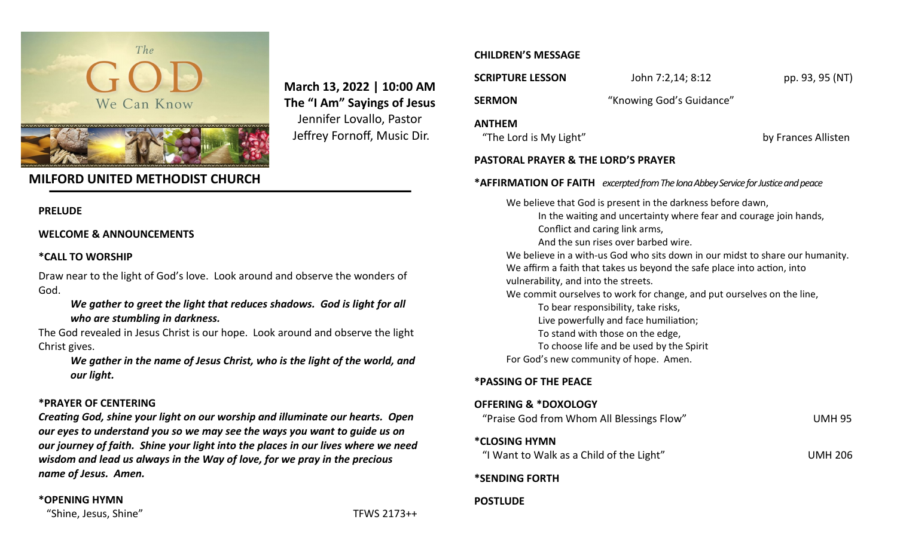The GOD We Can Know

**March 13, 2022 | 10:00 AM**
**The "I Am" Sayings of Jesus**
Jennifer Lovallo, Pastor
Jeffrey Fornoff, Music Dir.

## MILFORD UNITED METHODIST CHURCH

**PRELUDE**

**WELCOME & ANNOUNCEMENTS**

**\*CALL TO WORSHIP**

Draw near to the light of God's love. Look around and observe the wonders of God.

> ***We gather to greet the light that reduces shadows. God is light for all who are stumbling in darkness.***

The God revealed in Jesus Christ is our hope. Look around and observe the light Christ gives.

> ***We gather in the name of Jesus Christ, who is the light of the world, and our light.***

**\*PRAYER OF CENTERING**

***Creating God, shine your light on our worship and illuminate our hearts. Open our eyes to understand you so we may see the ways you want to guide us on our journey of faith. Shine your light into the places in our lives where we need wisdom and lead us always in the Way of love, for we pray in the precious name of Jesus. Amen.***

**\*OPENING HYMN**
"Shine, Jesus, Shine" — TFWS 2173++

**CHILDREN'S MESSAGE**

**SCRIPTURE LESSON** — John 7:2,14; 8:12 — pp. 93, 95 (NT)

**SERMON** — "Knowing God's Guidance"

**ANTHEM**
"The Lord is My Light" — by Frances Allisten

**PASTORAL PRAYER & THE LORD'S PRAYER**

**\*AFFIRMATION OF FAITH** *excerpted from The Iona Abbey Service for Justice and peace*

We believe that God is present in the darkness before dawn,
In the waiting and uncertainty where fear and courage join hands,
Conflict and caring link arms,
And the sun rises over barbed wire.
We believe in a with-us God who sits down in our midst to share our humanity.
We affirm a faith that takes us beyond the safe place into action, into vulnerability, and into the streets.
We commit ourselves to work for change, and put ourselves on the line,
To bear responsibility, take risks,
Live powerfully and face humiliation;
To stand with those on the edge,
To choose life and be used by the Spirit
For God's new community of hope. Amen.

**\*PASSING OF THE PEACE**

**OFFERING & \*DOXOLOGY**
"Praise God from Whom All Blessings Flow" — UMH 95

**\*CLOSING HYMN**
"I Want to Walk as a Child of the Light" — UMH 206

**\*SENDING FORTH**

**POSTLUDE**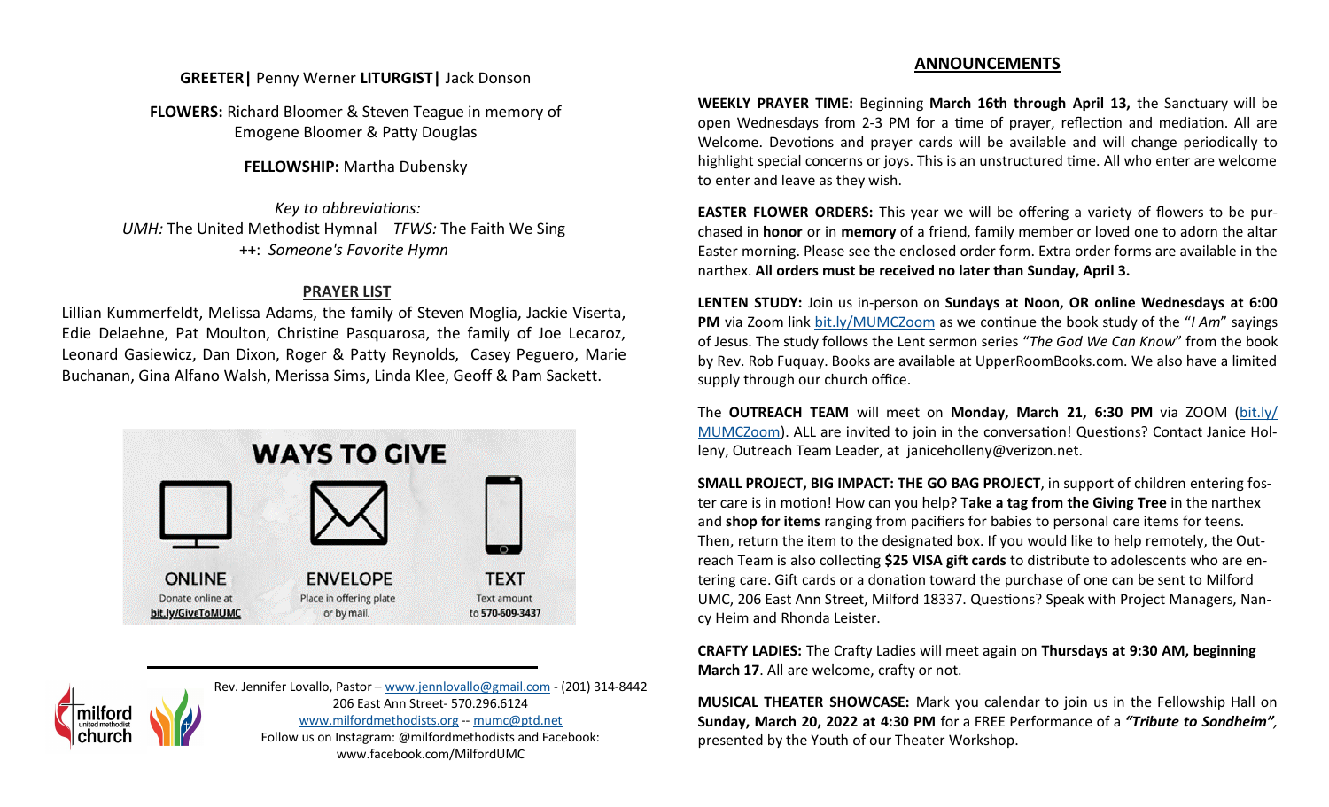**GREETER|** Penny Werner **LITURGIST|** Jack Donson

**FLOWERS:** Richard Bloomer & Steven Teague in memory of Emogene Bloomer & Patty Douglas

**FELLOWSHIP:** Martha Dubensky

*Key to abbreviations:*
*UMH:* The United Methodist Hymnal *TFWS:* The Faith We Sing
++: *Someone's Favorite Hymn*

## PRAYER LIST

Lillian Kummerfeldt, Melissa Adams, the family of Steven Moglia, Jackie Viserta, Edie Delaehne, Pat Moulton, Christine Pasquarosa, the family of Joe Lecaroz, Leonard Gasiewicz, Dan Dixon, Roger & Patty Reynolds, Casey Peguero, Marie Buchanan, Gina Alfano Walsh, Merissa Sims, Linda Klee, Geoff & Pam Sackett.

**WAYS TO GIVE**

**ONLINE** — Donate online at bit.ly/GiveToMUMC

**ENVELOPE** — Place in offering plate or by mail.

**TEXT** — Text amount to 570-609-3437

Rev. Jennifer Lovallo, Pastor – www.jennlovallo@gmail.com - (201) 314-8442
206 East Ann Street- 570.296.6124
www.milfordmethodists.org -- mumc@ptd.net
Follow us on Instagram: @milfordmethodists and Facebook: www.facebook.com/MilfordUMC

## ANNOUNCEMENTS

**WEEKLY PRAYER TIME:** Beginning **March 16th through April 13,** the Sanctuary will be open Wednesdays from 2-3 PM for a time of prayer, reflection and mediation. All are Welcome. Devotions and prayer cards will be available and will change periodically to highlight special concerns or joys. This is an unstructured time. All who enter are welcome to enter and leave as they wish.

**EASTER FLOWER ORDERS:** This year we will be offering a variety of flowers to be purchased in **honor** or in **memory** of a friend, family member or loved one to adorn the altar Easter morning. Please see the enclosed order form. Extra order forms are available in the narthex. **All orders must be received no later than Sunday, April 3.**

**LENTEN STUDY:** Join us in-person on **Sundays at Noon, OR online Wednesdays at 6:00 PM** via Zoom link bit.ly/MUMCZoom as we continue the book study of the "*I Am*" sayings of Jesus. The study follows the Lent sermon series "*The God We Can Know*" from the book by Rev. Rob Fuquay. Books are available at UpperRoomBooks.com. We also have a limited supply through our church office.

The **OUTREACH TEAM** will meet on **Monday, March 21, 6:30 PM** via ZOOM (bit.ly/MUMCZoom). ALL are invited to join in the conversation! Questions? Contact Janice Holleny, Outreach Team Leader, at janiceholleny@verizon.net.

**SMALL PROJECT, BIG IMPACT: THE GO BAG PROJECT**, in support of children entering foster care is in motion! How can you help? T**ake a tag from the Giving Tree** in the narthex and **shop for items** ranging from pacifiers for babies to personal care items for teens. Then, return the item to the designated box. If you would like to help remotely, the Outreach Team is also collecting **$25 VISA gift cards** to distribute to adolescents who are entering care. Gift cards or a donation toward the purchase of one can be sent to Milford UMC, 206 East Ann Street, Milford 18337. Questions? Speak with Project Managers, Nancy Heim and Rhonda Leister.

**CRAFTY LADIES:** The Crafty Ladies will meet again on **Thursdays at 9:30 AM, beginning March 17**. All are welcome, crafty or not.

**MUSICAL THEATER SHOWCASE:** Mark you calendar to join us in the Fellowship Hall on **Sunday, March 20, 2022 at 4:30 PM** for a FREE Performance of a ***"Tribute to Sondheim",*** presented by the Youth of our Theater Workshop.